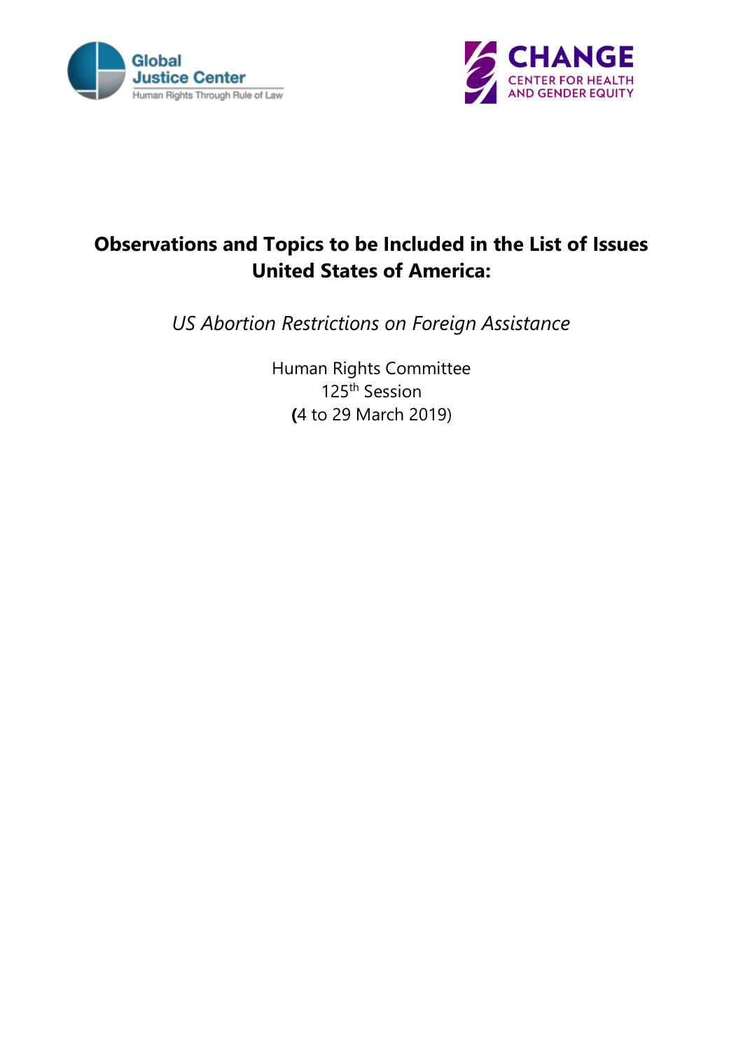Global Justice Center
Human Rights Through Rule of Law

CHANGE
CENTER FOR HEALTH AND GENDER EQUITY

# Observations and Topics to be Included in the List of Issues United States of America:

*US Abortion Restrictions on Foreign Assistance*

Human Rights Committee
125th Session
(4 to 29 March 2019)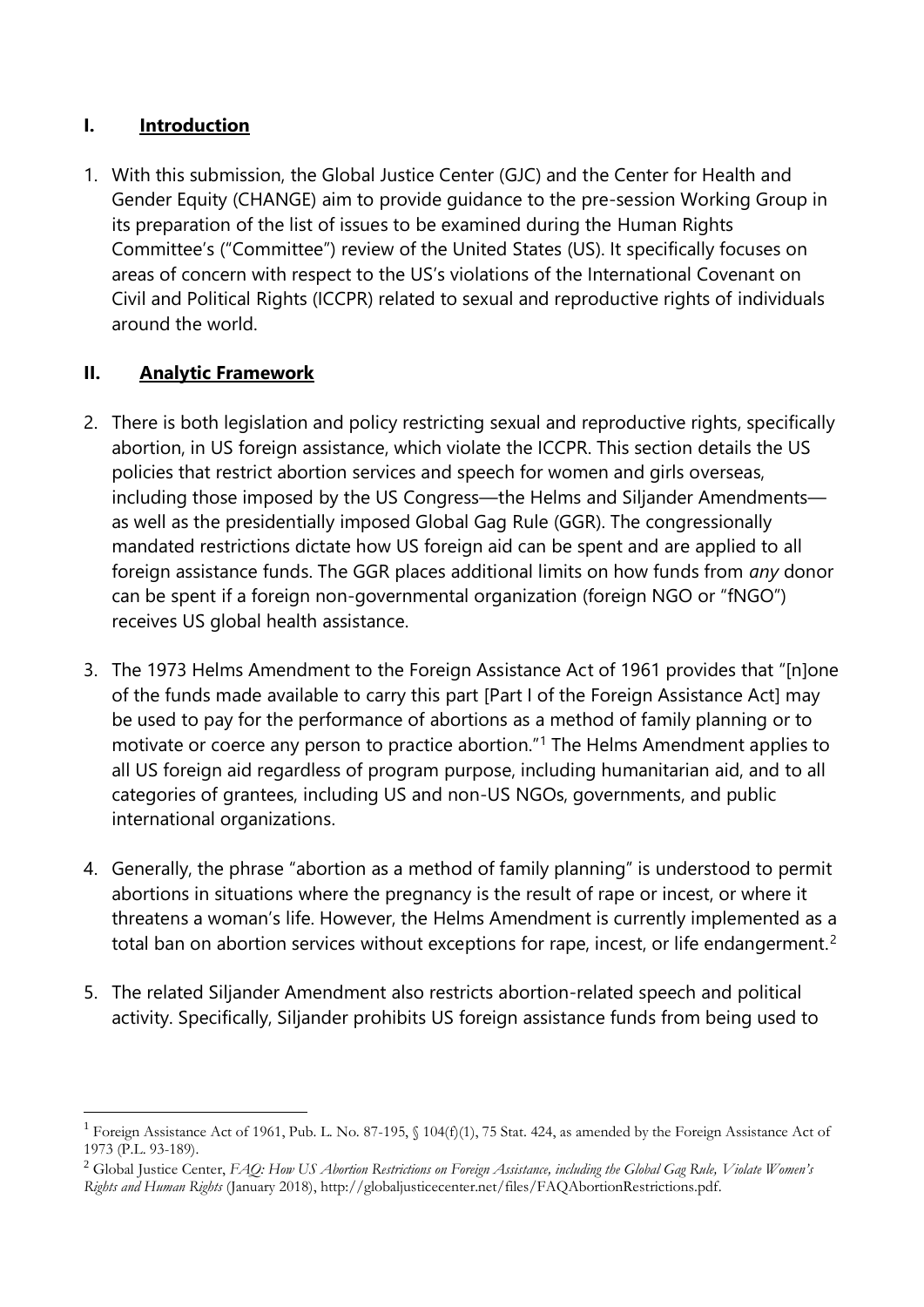## I. Introduction

1. With this submission, the Global Justice Center (GJC) and the Center for Health and Gender Equity (CHANGE) aim to provide guidance to the pre-session Working Group in its preparation of the list of issues to be examined during the Human Rights Committee's ("Committee") review of the United States (US). It specifically focuses on areas of concern with respect to the US's violations of the International Covenant on Civil and Political Rights (ICCPR) related to sexual and reproductive rights of individuals around the world.

## II. Analytic Framework

2. There is both legislation and policy restricting sexual and reproductive rights, specifically abortion, in US foreign assistance, which violate the ICCPR. This section details the US policies that restrict abortion services and speech for women and girls overseas, including those imposed by the US Congress—the Helms and Siljander Amendments—as well as the presidentially imposed Global Gag Rule (GGR). The congressionally mandated restrictions dictate how US foreign aid can be spent and are applied to all foreign assistance funds. The GGR places additional limits on how funds from *any* donor can be spent if a foreign non-governmental organization (foreign NGO or "fNGO") receives US global health assistance.

3. The 1973 Helms Amendment to the Foreign Assistance Act of 1961 provides that "[n]one of the funds made available to carry this part [Part I of the Foreign Assistance Act] may be used to pay for the performance of abortions as a method of family planning or to motivate or coerce any person to practice abortion."[1] The Helms Amendment applies to all US foreign aid regardless of program purpose, including humanitarian aid, and to all categories of grantees, including US and non-US NGOs, governments, and public international organizations.

4. Generally, the phrase "abortion as a method of family planning" is understood to permit abortions in situations where the pregnancy is the result of rape or incest, or where it threatens a woman's life. However, the Helms Amendment is currently implemented as a total ban on abortion services without exceptions for rape, incest, or life endangerment.[2]

5. The related Siljander Amendment also restricts abortion-related speech and political activity. Specifically, Siljander prohibits US foreign assistance funds from being used to

---

[1] Foreign Assistance Act of 1961, Pub. L. No. 87-195, § 104(f)(1), 75 Stat. 424, as amended by the Foreign Assistance Act of 1973 (P.L. 93-189).

[2] Global Justice Center, *FAQ: How US Abortion Restrictions on Foreign Assistance, including the Global Gag Rule, Violate Women's Rights and Human Rights* (January 2018), http://globaljusticecenter.net/files/FAQAbortionRestrictions.pdf.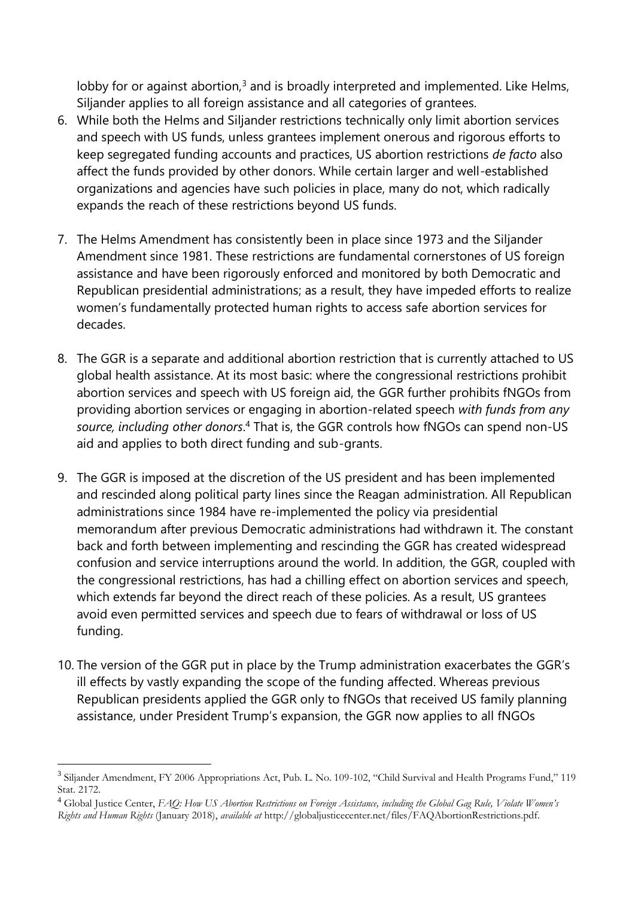lobby for or against abortion,[3] and is broadly interpreted and implemented. Like Helms, Siljander applies to all foreign assistance and all categories of grantees.

6. While both the Helms and Siljander restrictions technically only limit abortion services and speech with US funds, unless grantees implement onerous and rigorous efforts to keep segregated funding accounts and practices, US abortion restrictions *de facto* also affect the funds provided by other donors. While certain larger and well-established organizations and agencies have such policies in place, many do not, which radically expands the reach of these restrictions beyond US funds.

7. The Helms Amendment has consistently been in place since 1973 and the Siljander Amendment since 1981. These restrictions are fundamental cornerstones of US foreign assistance and have been rigorously enforced and monitored by both Democratic and Republican presidential administrations; as a result, they have impeded efforts to realize women's fundamentally protected human rights to access safe abortion services for decades.

8. The GGR is a separate and additional abortion restriction that is currently attached to US global health assistance. At its most basic: where the congressional restrictions prohibit abortion services and speech with US foreign aid, the GGR further prohibits fNGOs from providing abortion services or engaging in abortion-related speech *with funds from any source, including other donors*.[4] That is, the GGR controls how fNGOs can spend non-US aid and applies to both direct funding and sub-grants.

9. The GGR is imposed at the discretion of the US president and has been implemented and rescinded along political party lines since the Reagan administration. All Republican administrations since 1984 have re-implemented the policy via presidential memorandum after previous Democratic administrations had withdrawn it. The constant back and forth between implementing and rescinding the GGR has created widespread confusion and service interruptions around the world. In addition, the GGR, coupled with the congressional restrictions, has had a chilling effect on abortion services and speech, which extends far beyond the direct reach of these policies. As a result, US grantees avoid even permitted services and speech due to fears of withdrawal or loss of US funding.

10. The version of the GGR put in place by the Trump administration exacerbates the GGR's ill effects by vastly expanding the scope of the funding affected. Whereas previous Republican presidents applied the GGR only to fNGOs that received US family planning assistance, under President Trump's expansion, the GGR now applies to all fNGOs

---

[3] Siljander Amendment, FY 2006 Appropriations Act, Pub. L. No. 109-102, "Child Survival and Health Programs Fund," 119 Stat. 2172.

[4] Global Justice Center, *FAQ: How US Abortion Restrictions on Foreign Assistance, including the Global Gag Rule, Violate Women's Rights and Human Rights* (January 2018), *available at* http://globaljusticecenter.net/files/FAQAbortionRestrictions.pdf.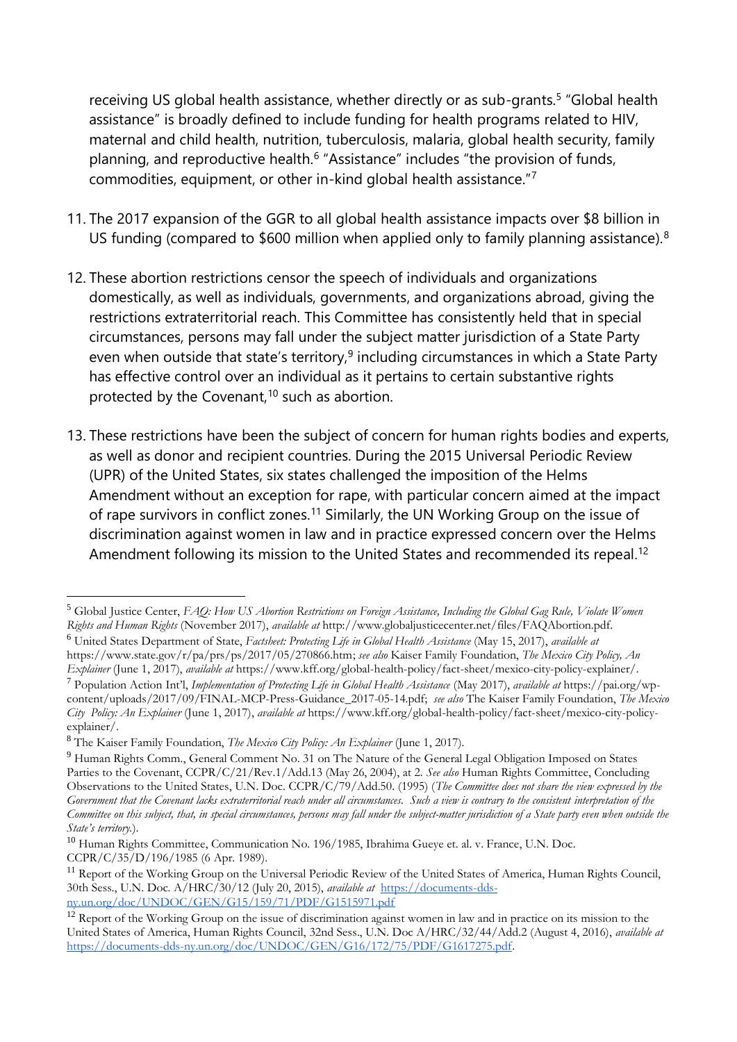receiving US global health assistance, whether directly or as sub-grants.[5] "Global health assistance" is broadly defined to include funding for health programs related to HIV, maternal and child health, nutrition, tuberculosis, malaria, global health security, family planning, and reproductive health.[6] "Assistance" includes "the provision of funds, commodities, equipment, or other in-kind global health assistance."[7]

11. The 2017 expansion of the GGR to all global health assistance impacts over \$8 billion in US funding (compared to \$600 million when applied only to family planning assistance).[8]

12. These abortion restrictions censor the speech of individuals and organizations domestically, as well as individuals, governments, and organizations abroad, giving the restrictions extraterritorial reach. This Committee has consistently held that in special circumstances, persons may fall under the subject matter jurisdiction of a State Party even when outside that state's territory,[9] including circumstances in which a State Party has effective control over an individual as it pertains to certain substantive rights protected by the Covenant,[10] such as abortion.

13. These restrictions have been the subject of concern for human rights bodies and experts, as well as donor and recipient countries. During the 2015 Universal Periodic Review (UPR) of the United States, six states challenged the imposition of the Helms Amendment without an exception for rape, with particular concern aimed at the impact of rape survivors in conflict zones.[11] Similarly, the UN Working Group on the issue of discrimination against women in law and in practice expressed concern over the Helms Amendment following its mission to the United States and recommended its repeal.[12]

---

[5] Global Justice Center, *FAQ: How US Abortion Restrictions on Foreign Assistance, Including the Global Gag Rule, Violate Women Rights and Human Rights* (November 2017), *available at* http://www.globaljusticecenter.net/files/FAQAbortion.pdf.

[6] United States Department of State, *Factsheet: Protecting Life in Global Health Assistance* (May 15, 2017), *available at* https://www.state.gov/r/pa/prs/ps/2017/05/270866.htm; *see also* Kaiser Family Foundation, *The Mexico City Policy, An Explainer* (June 1, 2017), *available at* https://www.kff.org/global-health-policy/fact-sheet/mexico-city-policy-explainer/.

[7] Population Action Int'l, *Implementation of Protecting Life in Global Health Assistance* (May 2017), *available at* https://pai.org/wp-content/uploads/2017/09/FINAL-MCP-Press-Guidance_2017-05-14.pdf; *see also* The Kaiser Family Foundation, *The Mexico City Policy: An Explainer* (June 1, 2017), *available at* https://www.kff.org/global-health-policy/fact-sheet/mexico-city-policy-explainer/.

[8] The Kaiser Family Foundation, *The Mexico City Policy: An Explainer* (June 1, 2017).

[9] Human Rights Comm., General Comment No. 31 on The Nature of the General Legal Obligation Imposed on States Parties to the Covenant, CCPR/C/21/Rev.1/Add.13 (May 26, 2004), at 2. *See also* Human Rights Committee, Concluding Observations to the United States, U.N. Doc. CCPR/C/79/Add.50. (1995) (*The Committee does not share the view expressed by the Government that the Covenant lacks extraterritorial reach under all circumstances. Such a view is contrary to the consistent interpretation of the Committee on this subject, that, in special circumstances, persons may fall under the subject-matter jurisdiction of a State party even when outside the State's territory.*).

[10] Human Rights Committee, Communication No. 196/1985, Ibrahima Gueye et. al. v. France, U.N. Doc. CCPR/C/35/D/196/1985 (6 Apr. 1989).

[11] Report of the Working Group on the Universal Periodic Review of the United States of America, Human Rights Council, 30th Sess., U.N. Doc. A/HRC/30/12 (July 20, 2015), *available at* https://documents-dds-ny.un.org/doc/UNDOC/GEN/G15/159/71/PDF/G1515971.pdf

[12] Report of the Working Group on the issue of discrimination against women in law and in practice on its mission to the United States of America, Human Rights Council, 32nd Sess., U.N. Doc A/HRC/32/44/Add.2 (August 4, 2016), *available at* https://documents-dds-ny.un.org/doc/UNDOC/GEN/G16/172/75/PDF/G1617275.pdf.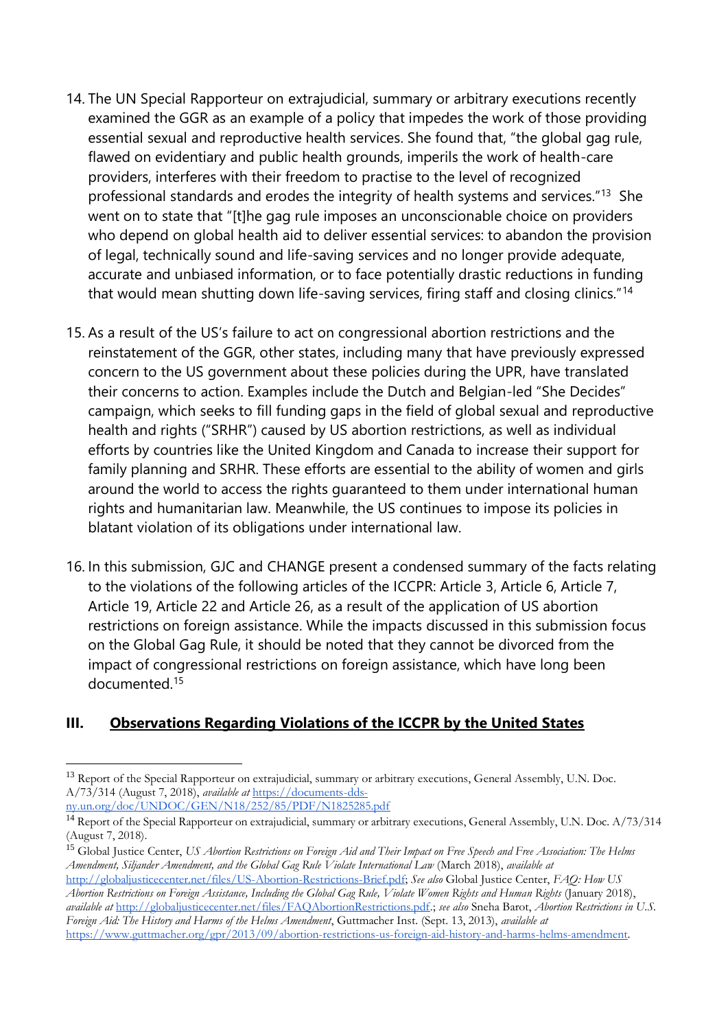14. The UN Special Rapporteur on extrajudicial, summary or arbitrary executions recently examined the GGR as an example of a policy that impedes the work of those providing essential sexual and reproductive health services. She found that, "the global gag rule, flawed on evidentiary and public health grounds, imperils the work of health-care providers, interferes with their freedom to practise to the level of recognized professional standards and erodes the integrity of health systems and services."[13] She went on to state that "[t]he gag rule imposes an unconscionable choice on providers who depend on global health aid to deliver essential services: to abandon the provision of legal, technically sound and life-saving services and no longer provide adequate, accurate and unbiased information, or to face potentially drastic reductions in funding that would mean shutting down life-saving services, firing staff and closing clinics."[14]

15. As a result of the US's failure to act on congressional abortion restrictions and the reinstatement of the GGR, other states, including many that have previously expressed concern to the US government about these policies during the UPR, have translated their concerns to action. Examples include the Dutch and Belgian-led "She Decides" campaign, which seeks to fill funding gaps in the field of global sexual and reproductive health and rights ("SRHR") caused by US abortion restrictions, as well as individual efforts by countries like the United Kingdom and Canada to increase their support for family planning and SRHR. These efforts are essential to the ability of women and girls around the world to access the rights guaranteed to them under international human rights and humanitarian law. Meanwhile, the US continues to impose its policies in blatant violation of its obligations under international law.

16. In this submission, GJC and CHANGE present a condensed summary of the facts relating to the violations of the following articles of the ICCPR: Article 3, Article 6, Article 7, Article 19, Article 22 and Article 26, as a result of the application of US abortion restrictions on foreign assistance. While the impacts discussed in this submission focus on the Global Gag Rule, it should be noted that they cannot be divorced from the impact of congressional restrictions on foreign assistance, which have long been documented.[15]

## III. Observations Regarding Violations of the ICCPR by the United States

---

[13] Report of the Special Rapporteur on extrajudicial, summary or arbitrary executions, General Assembly, U.N. Doc. A/73/314 (August 7, 2018), *available at* https://documents-dds-ny.un.org/doc/UNDOC/GEN/N18/252/85/PDF/N1825285.pdf

[14] Report of the Special Rapporteur on extrajudicial, summary or arbitrary executions, General Assembly, U.N. Doc. A/73/314 (August 7, 2018).

[15] Global Justice Center, *US Abortion Restrictions on Foreign Aid and Their Impact on Free Speech and Free Association: The Helms Amendment, Siljander Amendment, and the Global Gag Rule Violate International Law* (March 2018), *available at* http://globaljusticecenter.net/files/US-Abortion-Restrictions-Brief.pdf; *See also* Global Justice Center, *FAQ: How US Abortion Restrictions on Foreign Assistance, Including the Global Gag Rule, Violate Women Rights and Human Rights* (January 2018), *available at* http://globaljusticecenter.net/files/FAQAbortionRestrictions.pdf.; *see also* Sneha Barot, *Abortion Restrictions in U.S. Foreign Aid: The History and Harms of the Helms Amendment*, Guttmacher Inst. (Sept. 13, 2013), *available at* https://www.guttmacher.org/gpr/2013/09/abortion-restrictions-us-foreign-aid-history-and-harms-helms-amendment.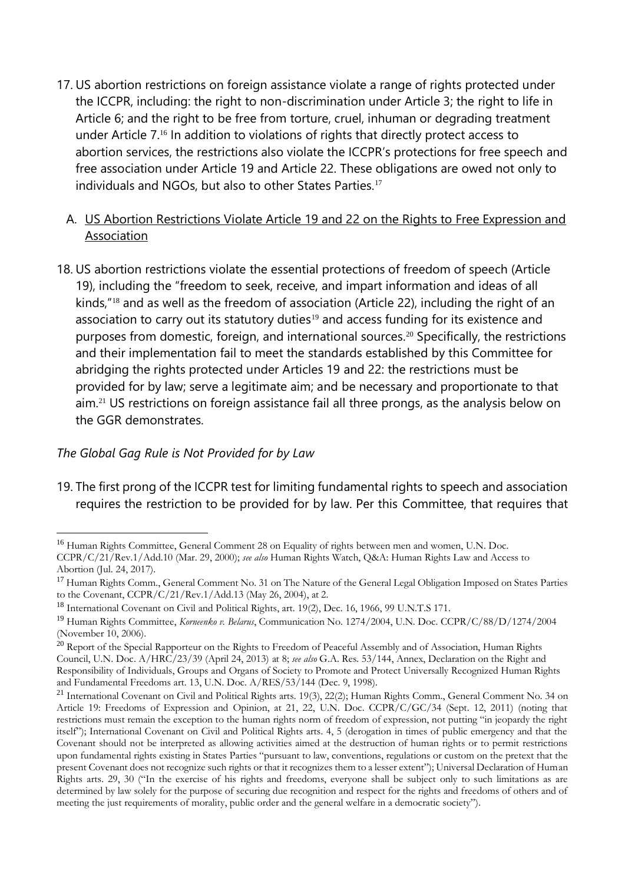17. US abortion restrictions on foreign assistance violate a range of rights protected under the ICCPR, including: the right to non-discrimination under Article 3; the right to life in Article 6; and the right to be free from torture, cruel, inhuman or degrading treatment under Article 7.[16] In addition to violations of rights that directly protect access to abortion services, the restrictions also violate the ICCPR's protections for free speech and free association under Article 19 and Article 22. These obligations are owed not only to individuals and NGOs, but also to other States Parties.[17]

   A. <u>US Abortion Restrictions Violate Article 19 and 22 on the Rights to Free Expression and Association</u>

18. US abortion restrictions violate the essential protections of freedom of speech (Article 19), including the "freedom to seek, receive, and impart information and ideas of all kinds,"[18] and as well as the freedom of association (Article 22), including the right of an association to carry out its statutory duties[19] and access funding for its existence and purposes from domestic, foreign, and international sources.[20] Specifically, the restrictions and their implementation fail to meet the standards established by this Committee for abridging the rights protected under Articles 19 and 22: the restrictions must be provided for by law; serve a legitimate aim; and be necessary and proportionate to that aim.[21] US restrictions on foreign assistance fail all three prongs, as the analysis below on the GGR demonstrates.

*The Global Gag Rule is Not Provided for by Law*

19. The first prong of the ICCPR test for limiting fundamental rights to speech and association requires the restriction to be provided for by law. Per this Committee, that requires that

---

[16] Human Rights Committee, General Comment 28 on Equality of rights between men and women, U.N. Doc. CCPR/C/21/Rev.1/Add.10 (Mar. 29, 2000); *see also* Human Rights Watch, Q&A: Human Rights Law and Access to Abortion (Jul. 24, 2017).

[17] Human Rights Comm., General Comment No. 31 on The Nature of the General Legal Obligation Imposed on States Parties to the Covenant, CCPR/C/21/Rev.1/Add.13 (May 26, 2004), at 2.

[18] International Covenant on Civil and Political Rights, art. 19(2), Dec. 16, 1966, 99 U.N.T.S 171.

[19] Human Rights Committee, *Korneenko v. Belarus*, Communication No. 1274/2004, U.N. Doc. CCPR/C/88/D/1274/2004 (November 10, 2006).

[20] Report of the Special Rapporteur on the Rights to Freedom of Peaceful Assembly and of Association, Human Rights Council, U.N. Doc. A/HRC/23/39 (April 24, 2013) at 8; *see also* G.A. Res. 53/144, Annex, Declaration on the Right and Responsibility of Individuals, Groups and Organs of Society to Promote and Protect Universally Recognized Human Rights and Fundamental Freedoms art. 13, U.N. Doc. A/RES/53/144 (Dec. 9, 1998).

[21] International Covenant on Civil and Political Rights arts. 19(3), 22(2); Human Rights Comm., General Comment No. 34 on Article 19: Freedoms of Expression and Opinion, at 21, 22, U.N. Doc. CCPR/C/GC/34 (Sept. 12, 2011) (noting that restrictions must remain the exception to the human rights norm of freedom of expression, not putting "in jeopardy the right itself"); International Covenant on Civil and Political Rights arts. 4, 5 (derogation in times of public emergency and that the Covenant should not be interpreted as allowing activities aimed at the destruction of human rights or to permit restrictions upon fundamental rights existing in States Parties "pursuant to law, conventions, regulations or custom on the pretext that the present Covenant does not recognize such rights or that it recognizes them to a lesser extent"); Universal Declaration of Human Rights arts. 29, 30 ("In the exercise of his rights and freedoms, everyone shall be subject only to such limitations as are determined by law solely for the purpose of securing due recognition and respect for the rights and freedoms of others and of meeting the just requirements of morality, public order and the general welfare in a democratic society").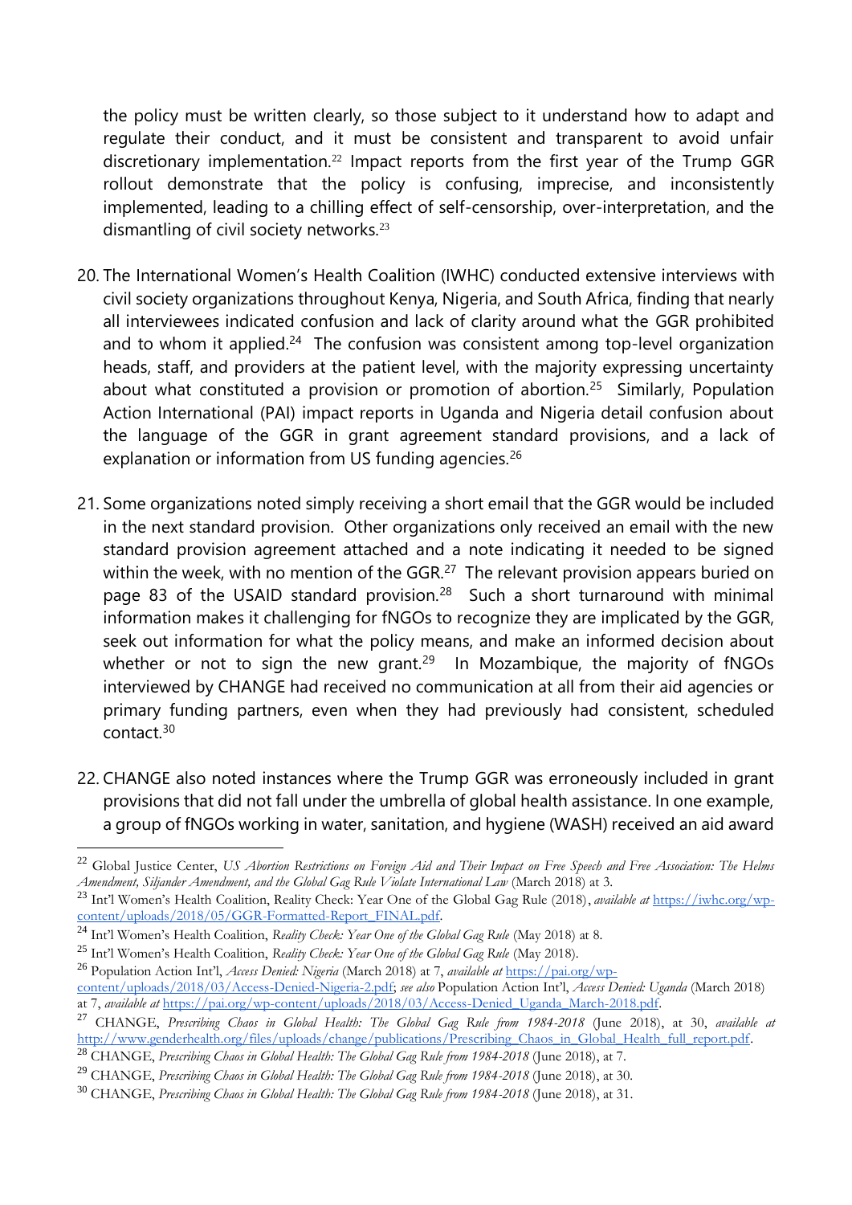the policy must be written clearly, so those subject to it understand how to adapt and regulate their conduct, and it must be consistent and transparent to avoid unfair discretionary implementation.[22] Impact reports from the first year of the Trump GGR rollout demonstrate that the policy is confusing, imprecise, and inconsistently implemented, leading to a chilling effect of self-censorship, over-interpretation, and the dismantling of civil society networks.[23]

20. The International Women's Health Coalition (IWHC) conducted extensive interviews with civil society organizations throughout Kenya, Nigeria, and South Africa, finding that nearly all interviewees indicated confusion and lack of clarity around what the GGR prohibited and to whom it applied.[24] The confusion was consistent among top-level organization heads, staff, and providers at the patient level, with the majority expressing uncertainty about what constituted a provision or promotion of abortion.[25] Similarly, Population Action International (PAI) impact reports in Uganda and Nigeria detail confusion about the language of the GGR in grant agreement standard provisions, and a lack of explanation or information from US funding agencies.[26]

21. Some organizations noted simply receiving a short email that the GGR would be included in the next standard provision. Other organizations only received an email with the new standard provision agreement attached and a note indicating it needed to be signed within the week, with no mention of the GGR.[27] The relevant provision appears buried on page 83 of the USAID standard provision.[28] Such a short turnaround with minimal information makes it challenging for fNGOs to recognize they are implicated by the GGR, seek out information for what the policy means, and make an informed decision about whether or not to sign the new grant.[29] In Mozambique, the majority of fNGOs interviewed by CHANGE had received no communication at all from their aid agencies or primary funding partners, even when they had previously had consistent, scheduled contact.[30]

22. CHANGE also noted instances where the Trump GGR was erroneously included in grant provisions that did not fall under the umbrella of global health assistance. In one example, a group of fNGOs working in water, sanitation, and hygiene (WASH) received an aid award

---

[22] Global Justice Center, *US Abortion Restrictions on Foreign Aid and Their Impact on Free Speech and Free Association: The Helms Amendment, Siljander Amendment, and the Global Gag Rule Violate International Law* (March 2018) at 3.

[23] Int'l Women's Health Coalition, Reality Check: Year One of the Global Gag Rule (2018), *available at* https://iwhc.org/wp-content/uploads/2018/05/GGR-Formatted-Report_FINAL.pdf.

[24] Int'l Women's Health Coalition, *Reality Check: Year One of the Global Gag Rule* (May 2018) at 8.

[25] Int'l Women's Health Coalition, *Reality Check: Year One of the Global Gag Rule* (May 2018).

[26] Population Action Int'l, *Access Denied: Nigeria* (March 2018) at 7, *available at* https://pai.org/wp-content/uploads/2018/03/Access-Denied-Nigeria-2.pdf; *see also* Population Action Int'l, *Access Denied: Uganda* (March 2018) at 7, *available at* https://pai.org/wp-content/uploads/2018/03/Access-Denied_Uganda_March-2018.pdf.

[27] CHANGE, *Prescribing Chaos in Global Health: The Global Gag Rule from 1984-2018* (June 2018), at 30, *available at* http://www.genderhealth.org/files/uploads/change/publications/Prescribing_Chaos_in_Global_Health_full_report.pdf.

[28] CHANGE, *Prescribing Chaos in Global Health: The Global Gag Rule from 1984-2018* (June 2018), at 7.

[29] CHANGE, *Prescribing Chaos in Global Health: The Global Gag Rule from 1984-2018* (June 2018), at 30.

[30] CHANGE, *Prescribing Chaos in Global Health: The Global Gag Rule from 1984-2018* (June 2018), at 31.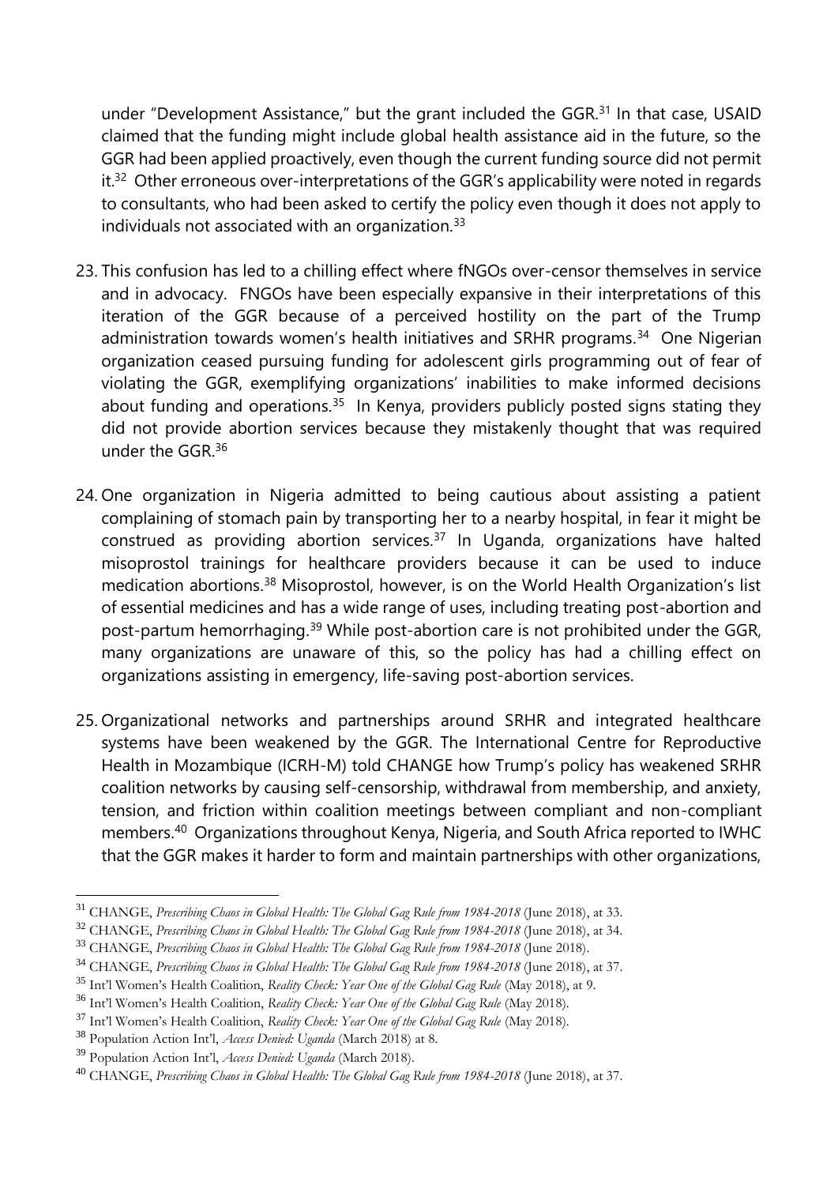under "Development Assistance," but the grant included the GGR.[31] In that case, USAID claimed that the funding might include global health assistance aid in the future, so the GGR had been applied proactively, even though the current funding source did not permit it.[32] Other erroneous over-interpretations of the GGR's applicability were noted in regards to consultants, who had been asked to certify the policy even though it does not apply to individuals not associated with an organization.[33]

23. This confusion has led to a chilling effect where fNGOs over-censor themselves in service and in advocacy. FNGOs have been especially expansive in their interpretations of this iteration of the GGR because of a perceived hostility on the part of the Trump administration towards women's health initiatives and SRHR programs.[34] One Nigerian organization ceased pursuing funding for adolescent girls programming out of fear of violating the GGR, exemplifying organizations' inabilities to make informed decisions about funding and operations.[35] In Kenya, providers publicly posted signs stating they did not provide abortion services because they mistakenly thought that was required under the GGR.[36]

24. One organization in Nigeria admitted to being cautious about assisting a patient complaining of stomach pain by transporting her to a nearby hospital, in fear it might be construed as providing abortion services.[37] In Uganda, organizations have halted misoprostol trainings for healthcare providers because it can be used to induce medication abortions.[38] Misoprostol, however, is on the World Health Organization's list of essential medicines and has a wide range of uses, including treating post-abortion and post-partum hemorrhaging.[39] While post-abortion care is not prohibited under the GGR, many organizations are unaware of this, so the policy has had a chilling effect on organizations assisting in emergency, life-saving post-abortion services.

25. Organizational networks and partnerships around SRHR and integrated healthcare systems have been weakened by the GGR. The International Centre for Reproductive Health in Mozambique (ICRH-M) told CHANGE how Trump's policy has weakened SRHR coalition networks by causing self-censorship, withdrawal from membership, and anxiety, tension, and friction within coalition meetings between compliant and non-compliant members.[40] Organizations throughout Kenya, Nigeria, and South Africa reported to IWHC that the GGR makes it harder to form and maintain partnerships with other organizations,

---

[31] CHANGE, *Prescribing Chaos in Global Health: The Global Gag Rule from 1984-2018* (June 2018), at 33.

[32] CHANGE, *Prescribing Chaos in Global Health: The Global Gag Rule from 1984-2018* (June 2018), at 34.

[33] CHANGE, *Prescribing Chaos in Global Health: The Global Gag Rule from 1984-2018* (June 2018).

[34] CHANGE, *Prescribing Chaos in Global Health: The Global Gag Rule from 1984-2018* (June 2018), at 37.

[35] Int'l Women's Health Coalition, *Reality Check: Year One of the Global Gag Rule* (May 2018), at 9.

[36] Int'l Women's Health Coalition, *Reality Check: Year One of the Global Gag Rule* (May 2018).

[37] Int'l Women's Health Coalition, *Reality Check: Year One of the Global Gag Rule* (May 2018).

[38] Population Action Int'l, *Access Denied: Uganda* (March 2018) at 8.

[39] Population Action Int'l, *Access Denied: Uganda* (March 2018).

[40] CHANGE, *Prescribing Chaos in Global Health: The Global Gag Rule from 1984-2018* (June 2018), at 37.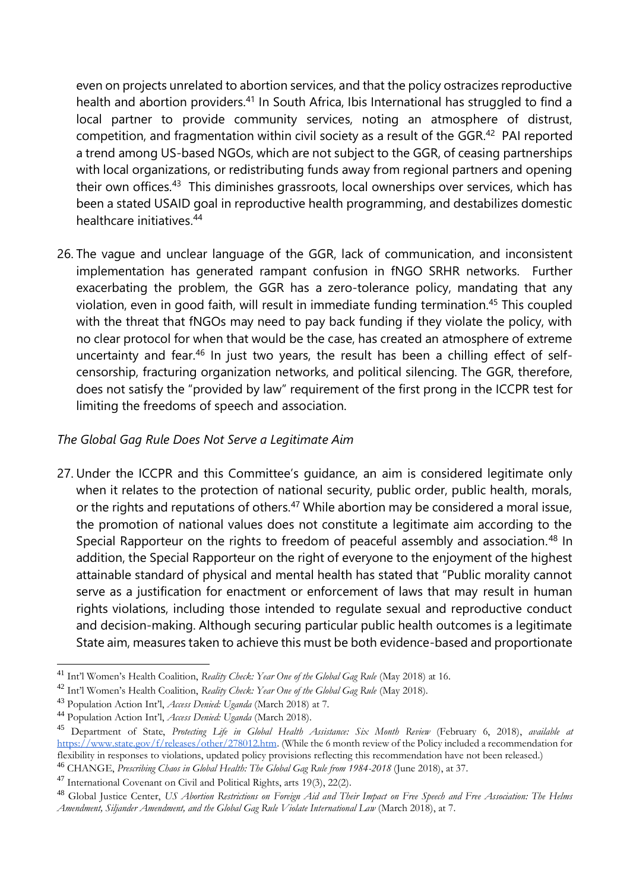even on projects unrelated to abortion services, and that the policy ostracizes reproductive health and abortion providers.[41] In South Africa, Ibis International has struggled to find a local partner to provide community services, noting an atmosphere of distrust, competition, and fragmentation within civil society as a result of the GGR.[42] PAI reported a trend among US-based NGOs, which are not subject to the GGR, of ceasing partnerships with local organizations, or redistributing funds away from regional partners and opening their own offices.[43] This diminishes grassroots, local ownerships over services, which has been a stated USAID goal in reproductive health programming, and destabilizes domestic healthcare initiatives.[44]

26. The vague and unclear language of the GGR, lack of communication, and inconsistent implementation has generated rampant confusion in fNGO SRHR networks. Further exacerbating the problem, the GGR has a zero-tolerance policy, mandating that any violation, even in good faith, will result in immediate funding termination.[45] This coupled with the threat that fNGOs may need to pay back funding if they violate the policy, with no clear protocol for when that would be the case, has created an atmosphere of extreme uncertainty and fear.[46] In just two years, the result has been a chilling effect of self-censorship, fracturing organization networks, and political silencing. The GGR, therefore, does not satisfy the "provided by law" requirement of the first prong in the ICCPR test for limiting the freedoms of speech and association.

*The Global Gag Rule Does Not Serve a Legitimate Aim*

27. Under the ICCPR and this Committee's guidance, an aim is considered legitimate only when it relates to the protection of national security, public order, public health, morals, or the rights and reputations of others.[47] While abortion may be considered a moral issue, the promotion of national values does not constitute a legitimate aim according to the Special Rapporteur on the rights to freedom of peaceful assembly and association.[48] In addition, the Special Rapporteur on the right of everyone to the enjoyment of the highest attainable standard of physical and mental health has stated that "Public morality cannot serve as a justification for enactment or enforcement of laws that may result in human rights violations, including those intended to regulate sexual and reproductive conduct and decision-making. Although securing particular public health outcomes is a legitimate State aim, measures taken to achieve this must be both evidence-based and proportionate

---

[41] Int'l Women's Health Coalition, *Reality Check: Year One of the Global Gag Rule* (May 2018) at 16.

[42] Int'l Women's Health Coalition, *Reality Check: Year One of the Global Gag Rule* (May 2018).

[43] Population Action Int'l, *Access Denied: Uganda* (March 2018) at 7.

[44] Population Action Int'l, *Access Denied: Uganda* (March 2018).

[45] Department of State, *Protecting Life in Global Health Assistance: Six Month Review* (February 6, 2018), *available at* https://www.state.gov/f/releases/other/278012.htm. (While the 6 month review of the Policy included a recommendation for flexibility in responses to violations, updated policy provisions reflecting this recommendation have not been released.)

[46] CHANGE, *Prescribing Chaos in Global Health: The Global Gag Rule from 1984-2018* (June 2018), at 37.

[47] International Covenant on Civil and Political Rights, arts 19(3), 22(2).

[48] Global Justice Center, *US Abortion Restrictions on Foreign Aid and Their Impact on Free Speech and Free Association: The Helms Amendment, Siljander Amendment, and the Global Gag Rule Violate International Law* (March 2018), at 7.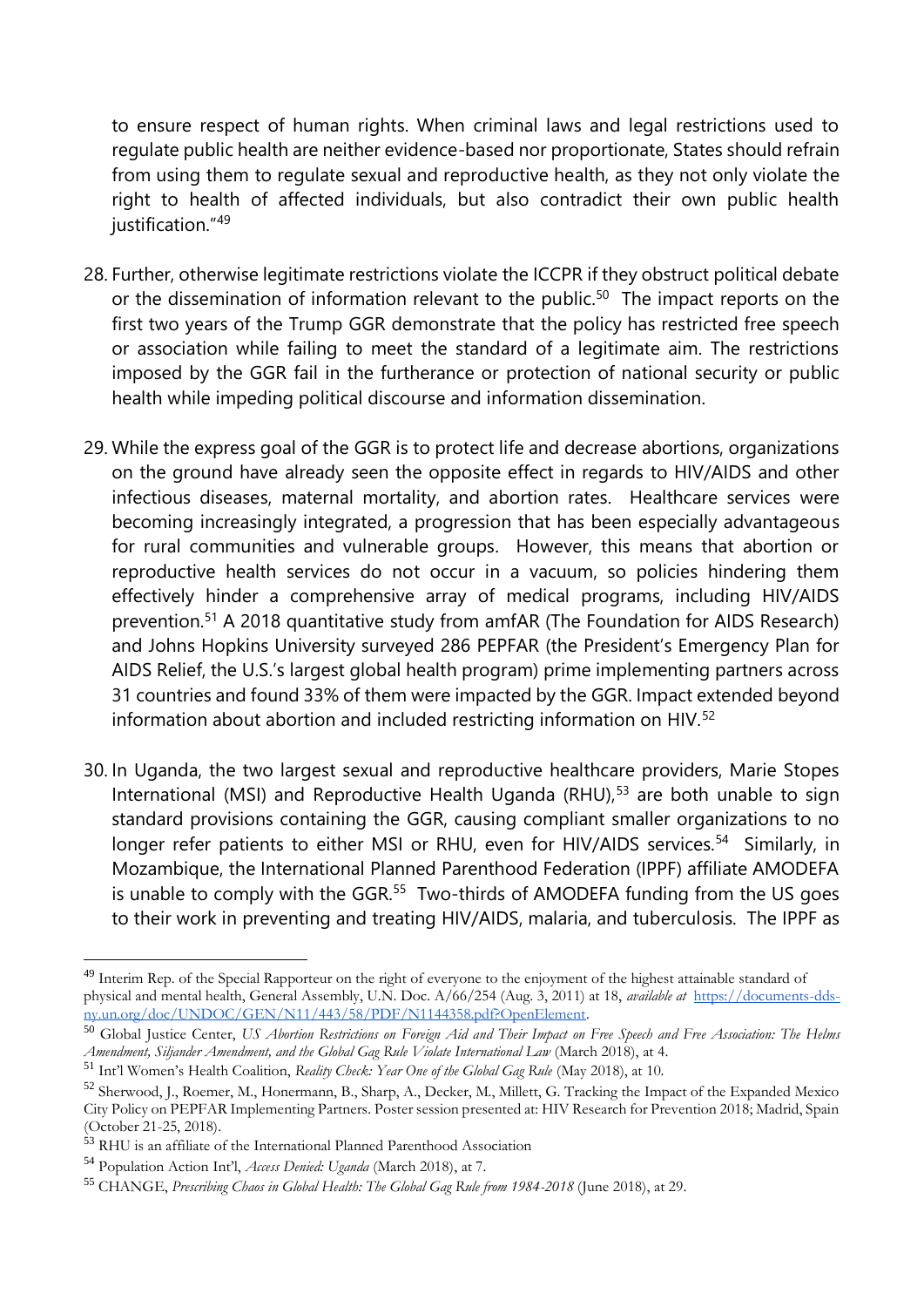to ensure respect of human rights. When criminal laws and legal restrictions used to regulate public health are neither evidence-based nor proportionate, States should refrain from using them to regulate sexual and reproductive health, as they not only violate the right to health of affected individuals, but also contradict their own public health justification."[49]

28. Further, otherwise legitimate restrictions violate the ICCPR if they obstruct political debate or the dissemination of information relevant to the public.[50] The impact reports on the first two years of the Trump GGR demonstrate that the policy has restricted free speech or association while failing to meet the standard of a legitimate aim. The restrictions imposed by the GGR fail in the furtherance or protection of national security or public health while impeding political discourse and information dissemination.

29. While the express goal of the GGR is to protect life and decrease abortions, organizations on the ground have already seen the opposite effect in regards to HIV/AIDS and other infectious diseases, maternal mortality, and abortion rates. Healthcare services were becoming increasingly integrated, a progression that has been especially advantageous for rural communities and vulnerable groups. However, this means that abortion or reproductive health services do not occur in a vacuum, so policies hindering them effectively hinder a comprehensive array of medical programs, including HIV/AIDS prevention.[51] A 2018 quantitative study from amfAR (The Foundation for AIDS Research) and Johns Hopkins University surveyed 286 PEPFAR (the President's Emergency Plan for AIDS Relief, the U.S.'s largest global health program) prime implementing partners across 31 countries and found 33% of them were impacted by the GGR. Impact extended beyond information about abortion and included restricting information on HIV.[52]

30. In Uganda, the two largest sexual and reproductive healthcare providers, Marie Stopes International (MSI) and Reproductive Health Uganda (RHU),[53] are both unable to sign standard provisions containing the GGR, causing compliant smaller organizations to no longer refer patients to either MSI or RHU, even for HIV/AIDS services.[54] Similarly, in Mozambique, the International Planned Parenthood Federation (IPPF) affiliate AMODEFA is unable to comply with the GGR.[55] Two-thirds of AMODEFA funding from the US goes to their work in preventing and treating HIV/AIDS, malaria, and tuberculosis. The IPPF as

---

[49] Interim Rep. of the Special Rapporteur on the right of everyone to the enjoyment of the highest attainable standard of physical and mental health, General Assembly, U.N. Doc. A/66/254 (Aug. 3, 2011) at 18, *available at* https://documents-dds-ny.un.org/doc/UNDOC/GEN/N11/443/58/PDF/N1144358.pdf?OpenElement.

[50] Global Justice Center, *US Abortion Restrictions on Foreign Aid and Their Impact on Free Speech and Free Association: The Helms Amendment, Siljander Amendment, and the Global Gag Rule Violate International Law* (March 2018), at 4.

[51] Int'l Women's Health Coalition, *Reality Check: Year One of the Global Gag Rule* (May 2018), at 10.

[52] Sherwood, J., Roemer, M., Honermann, B., Sharp, A., Decker, M., Millett, G. Tracking the Impact of the Expanded Mexico City Policy on PEPFAR Implementing Partners. Poster session presented at: HIV Research for Prevention 2018; Madrid, Spain (October 21-25, 2018).

[53] RHU is an affiliate of the International Planned Parenthood Association

[54] Population Action Int'l, *Access Denied: Uganda* (March 2018), at 7.

[55] CHANGE, *Prescribing Chaos in Global Health: The Global Gag Rule from 1984-2018* (June 2018), at 29.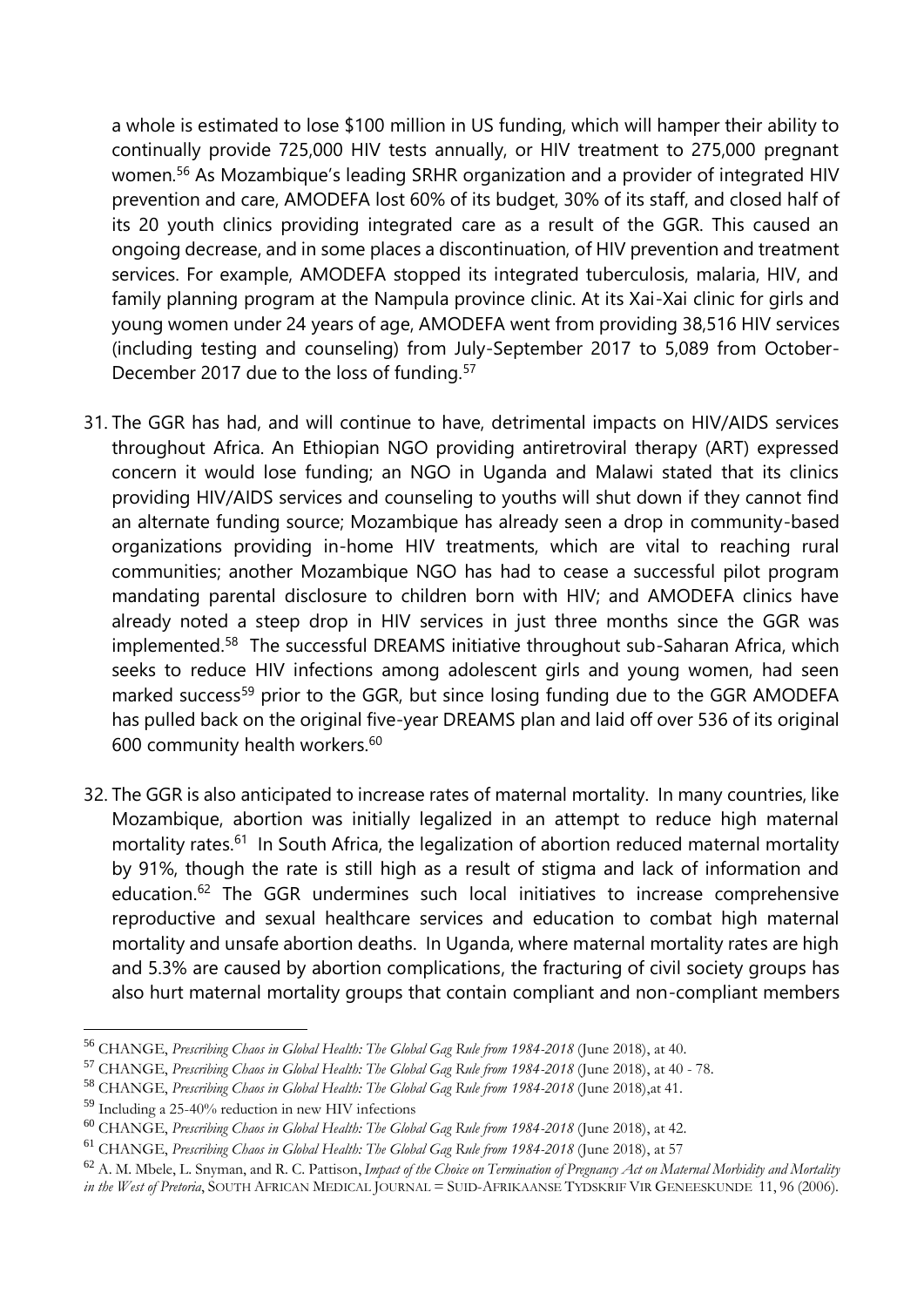a whole is estimated to lose $100 million in US funding, which will hamper their ability to continually provide 725,000 HIV tests annually, or HIV treatment to 275,000 pregnant women.[56] As Mozambique's leading SRHR organization and a provider of integrated HIV prevention and care, AMODEFA lost 60% of its budget, 30% of its staff, and closed half of its 20 youth clinics providing integrated care as a result of the GGR. This caused an ongoing decrease, and in some places a discontinuation, of HIV prevention and treatment services. For example, AMODEFA stopped its integrated tuberculosis, malaria, HIV, and family planning program at the Nampula province clinic. At its Xai-Xai clinic for girls and young women under 24 years of age, AMODEFA went from providing 38,516 HIV services (including testing and counseling) from July-September 2017 to 5,089 from October-December 2017 due to the loss of funding.[57]

31. The GGR has had, and will continue to have, detrimental impacts on HIV/AIDS services throughout Africa. An Ethiopian NGO providing antiretroviral therapy (ART) expressed concern it would lose funding; an NGO in Uganda and Malawi stated that its clinics providing HIV/AIDS services and counseling to youths will shut down if they cannot find an alternate funding source; Mozambique has already seen a drop in community-based organizations providing in-home HIV treatments, which are vital to reaching rural communities; another Mozambique NGO has had to cease a successful pilot program mandating parental disclosure to children born with HIV; and AMODEFA clinics have already noted a steep drop in HIV services in just three months since the GGR was implemented.[58] The successful DREAMS initiative throughout sub-Saharan Africa, which seeks to reduce HIV infections among adolescent girls and young women, had seen marked success[59] prior to the GGR, but since losing funding due to the GGR AMODEFA has pulled back on the original five-year DREAMS plan and laid off over 536 of its original 600 community health workers.[60]

32. The GGR is also anticipated to increase rates of maternal mortality. In many countries, like Mozambique, abortion was initially legalized in an attempt to reduce high maternal mortality rates.[61] In South Africa, the legalization of abortion reduced maternal mortality by 91%, though the rate is still high as a result of stigma and lack of information and education.[62] The GGR undermines such local initiatives to increase comprehensive reproductive and sexual healthcare services and education to combat high maternal mortality and unsafe abortion deaths. In Uganda, where maternal mortality rates are high and 5.3% are caused by abortion complications, the fracturing of civil society groups has also hurt maternal mortality groups that contain compliant and non-compliant members

---

[56] CHANGE, *Prescribing Chaos in Global Health: The Global Gag Rule from 1984-2018* (June 2018), at 40.

[57] CHANGE, *Prescribing Chaos in Global Health: The Global Gag Rule from 1984-2018* (June 2018), at 40 - 78.

[58] CHANGE, *Prescribing Chaos in Global Health: The Global Gag Rule from 1984-2018* (June 2018),at 41.

[59] Including a 25-40% reduction in new HIV infections

[60] CHANGE, *Prescribing Chaos in Global Health: The Global Gag Rule from 1984-2018* (June 2018), at 42.

[61] CHANGE, *Prescribing Chaos in Global Health: The Global Gag Rule from 1984-2018* (June 2018), at 57

[62] A. M. Mbele, L. Snyman, and R. C. Pattison, *Impact of the Choice on Termination of Pregnancy Act on Maternal Morbidity and Mortality in the West of Pretoria*, SOUTH AFRICAN MEDICAL JOURNAL = SUID-AFRIKAANSE TYDSKRIF VIR GENEESKUNDE 11, 96 (2006).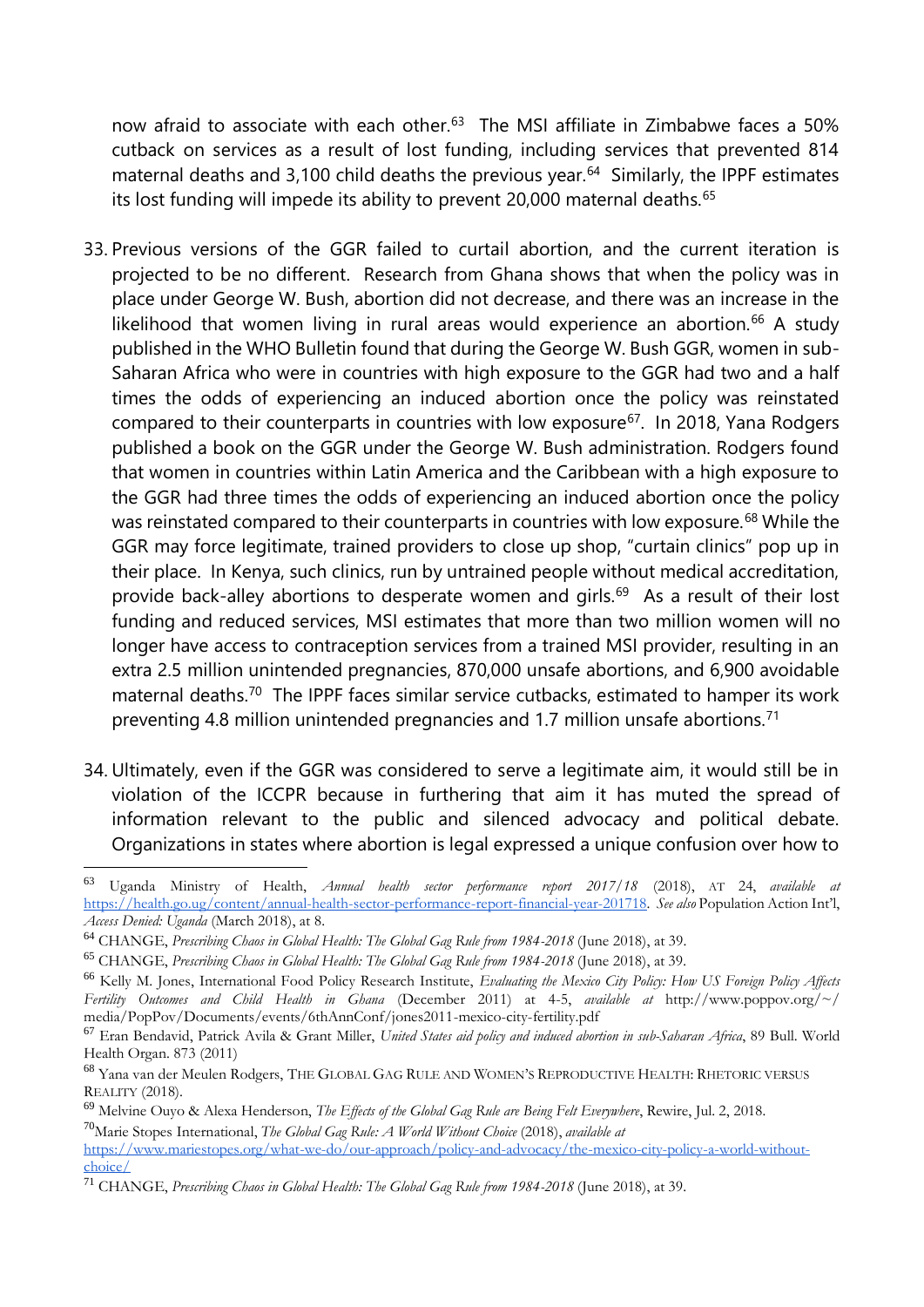now afraid to associate with each other.[63] The MSI affiliate in Zimbabwe faces a 50% cutback on services as a result of lost funding, including services that prevented 814 maternal deaths and 3,100 child deaths the previous year.[64] Similarly, the IPPF estimates its lost funding will impede its ability to prevent 20,000 maternal deaths.[65]

33. Previous versions of the GGR failed to curtail abortion, and the current iteration is projected to be no different. Research from Ghana shows that when the policy was in place under George W. Bush, abortion did not decrease, and there was an increase in the likelihood that women living in rural areas would experience an abortion.[66] A study published in the WHO Bulletin found that during the George W. Bush GGR, women in sub-Saharan Africa who were in countries with high exposure to the GGR had two and a half times the odds of experiencing an induced abortion once the policy was reinstated compared to their counterparts in countries with low exposure[67]. In 2018, Yana Rodgers published a book on the GGR under the George W. Bush administration. Rodgers found that women in countries within Latin America and the Caribbean with a high exposure to the GGR had three times the odds of experiencing an induced abortion once the policy was reinstated compared to their counterparts in countries with low exposure.[68] While the GGR may force legitimate, trained providers to close up shop, "curtain clinics" pop up in their place. In Kenya, such clinics, run by untrained people without medical accreditation, provide back-alley abortions to desperate women and girls.[69] As a result of their lost funding and reduced services, MSI estimates that more than two million women will no longer have access to contraception services from a trained MSI provider, resulting in an extra 2.5 million unintended pregnancies, 870,000 unsafe abortions, and 6,900 avoidable maternal deaths.[70] The IPPF faces similar service cutbacks, estimated to hamper its work preventing 4.8 million unintended pregnancies and 1.7 million unsafe abortions.[71]

34. Ultimately, even if the GGR was considered to serve a legitimate aim, it would still be in violation of the ICCPR because in furthering that aim it has muted the spread of information relevant to the public and silenced advocacy and political debate. Organizations in states where abortion is legal expressed a unique confusion over how to

---

[63] Uganda Ministry of Health, *Annual health sector performance report 2017/18* (2018), AT 24, *available at* https://health.go.ug/content/annual-health-sector-performance-report-financial-year-201718. *See also* Population Action Int'l, *Access Denied: Uganda* (March 2018), at 8.

[64] CHANGE, *Prescribing Chaos in Global Health: The Global Gag Rule from 1984-2018* (June 2018), at 39.

[65] CHANGE, *Prescribing Chaos in Global Health: The Global Gag Rule from 1984-2018* (June 2018), at 39.

[66] Kelly M. Jones, International Food Policy Research Institute, *Evaluating the Mexico City Policy: How US Foreign Policy Affects Fertility Outcomes and Child Health in Ghana* (December 2011) at 4-5, *available at* http://www.poppov.org/~/media/PopPov/Documents/events/6thAnnConf/jones2011-mexico-city-fertility.pdf

[67] Eran Bendavid, Patrick Avila & Grant Miller, *United States aid policy and induced abortion in sub-Saharan Africa*, 89 Bull. World Health Organ. 873 (2011)

[68] Yana van der Meulen Rodgers, THE GLOBAL GAG RULE AND WOMEN'S REPRODUCTIVE HEALTH: RHETORIC VERSUS REALITY (2018).

[69] Melvine Ouyo & Alexa Henderson, *The Effects of the Global Gag Rule are Being Felt Everywhere*, Rewire, Jul. 2, 2018.

[70] Marie Stopes International, *The Global Gag Rule: A World Without Choice* (2018), *available at* https://www.mariestopes.org/what-we-do/our-approach/policy-and-advocacy/the-mexico-city-policy-a-world-without-choice/

[71] CHANGE, *Prescribing Chaos in Global Health: The Global Gag Rule from 1984-2018* (June 2018), at 39.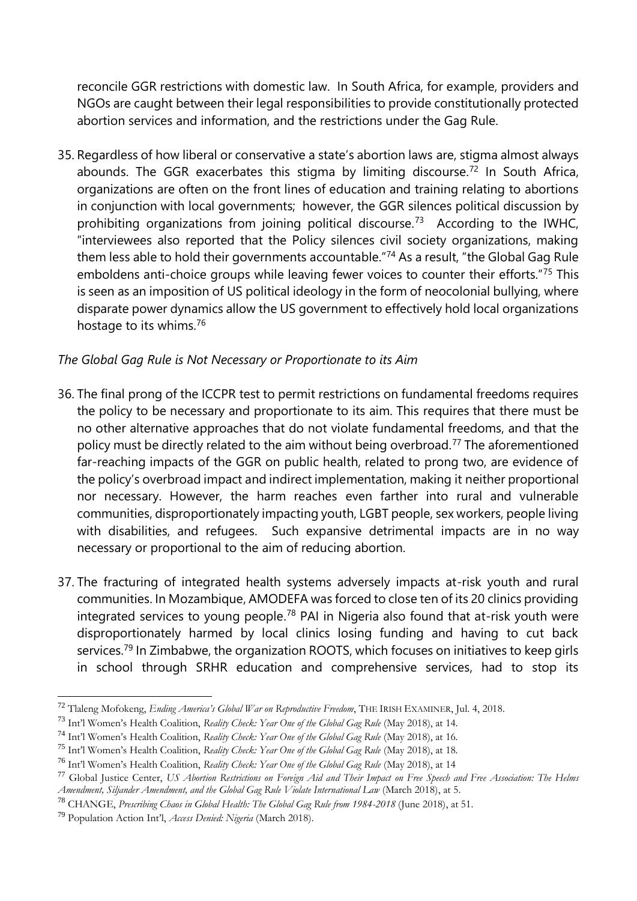reconcile GGR restrictions with domestic law. In South Africa, for example, providers and NGOs are caught between their legal responsibilities to provide constitutionally protected abortion services and information, and the restrictions under the Gag Rule.

35. Regardless of how liberal or conservative a state's abortion laws are, stigma almost always abounds. The GGR exacerbates this stigma by limiting discourse.[72] In South Africa, organizations are often on the front lines of education and training relating to abortions in conjunction with local governments; however, the GGR silences political discussion by prohibiting organizations from joining political discourse.[73] According to the IWHC, "interviewees also reported that the Policy silences civil society organizations, making them less able to hold their governments accountable."[74] As a result, "the Global Gag Rule emboldens anti-choice groups while leaving fewer voices to counter their efforts."[75] This is seen as an imposition of US political ideology in the form of neocolonial bullying, where disparate power dynamics allow the US government to effectively hold local organizations hostage to its whims.[76]

*The Global Gag Rule is Not Necessary or Proportionate to its Aim*

36. The final prong of the ICCPR test to permit restrictions on fundamental freedoms requires the policy to be necessary and proportionate to its aim. This requires that there must be no other alternative approaches that do not violate fundamental freedoms, and that the policy must be directly related to the aim without being overbroad.[77] The aforementioned far-reaching impacts of the GGR on public health, related to prong two, are evidence of the policy's overbroad impact and indirect implementation, making it neither proportional nor necessary. However, the harm reaches even farther into rural and vulnerable communities, disproportionately impacting youth, LGBT people, sex workers, people living with disabilities, and refugees. Such expansive detrimental impacts are in no way necessary or proportional to the aim of reducing abortion.

37. The fracturing of integrated health systems adversely impacts at-risk youth and rural communities. In Mozambique, AMODEFA was forced to close ten of its 20 clinics providing integrated services to young people.[78] PAI in Nigeria also found that at-risk youth were disproportionately harmed by local clinics losing funding and having to cut back services.[79] In Zimbabwe, the organization ROOTS, which focuses on initiatives to keep girls in school through SRHR education and comprehensive services, had to stop its

---

[72] Tlaleng Mofokeng, *Ending America's Global War on Reproductive Freedom*, THE IRISH EXAMINER, Jul. 4, 2018.

[73] Int'l Women's Health Coalition, *Reality Check: Year One of the Global Gag Rule* (May 2018), at 14.

[74] Int'l Women's Health Coalition, *Reality Check: Year One of the Global Gag Rule* (May 2018), at 16.

[75] Int'l Women's Health Coalition, *Reality Check: Year One of the Global Gag Rule* (May 2018), at 18.

[76] Int'l Women's Health Coalition, *Reality Check: Year One of the Global Gag Rule* (May 2018), at 14

[77] Global Justice Center, *US Abortion Restrictions on Foreign Aid and Their Impact on Free Speech and Free Association: The Helms Amendment, Siljander Amendment, and the Global Gag Rule Violate International Law* (March 2018), at 5.

[78] CHANGE, *Prescribing Chaos in Global Health: The Global Gag Rule from 1984-2018* (June 2018), at 51.

[79] Population Action Int'l, *Access Denied: Nigeria* (March 2018).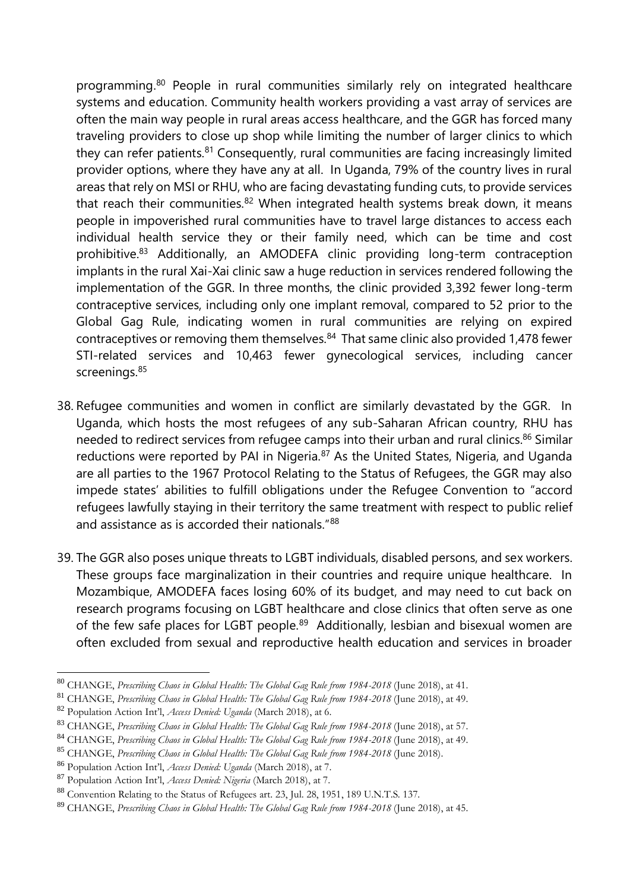programming.[80] People in rural communities similarly rely on integrated healthcare systems and education. Community health workers providing a vast array of services are often the main way people in rural areas access healthcare, and the GGR has forced many traveling providers to close up shop while limiting the number of larger clinics to which they can refer patients.[81] Consequently, rural communities are facing increasingly limited provider options, where they have any at all. In Uganda, 79% of the country lives in rural areas that rely on MSI or RHU, who are facing devastating funding cuts, to provide services that reach their communities.[82] When integrated health systems break down, it means people in impoverished rural communities have to travel large distances to access each individual health service they or their family need, which can be time and cost prohibitive.[83] Additionally, an AMODEFA clinic providing long-term contraception implants in the rural Xai-Xai clinic saw a huge reduction in services rendered following the implementation of the GGR. In three months, the clinic provided 3,392 fewer long-term contraceptive services, including only one implant removal, compared to 52 prior to the Global Gag Rule, indicating women in rural communities are relying on expired contraceptives or removing them themselves.[84] That same clinic also provided 1,478 fewer STI-related services and 10,463 fewer gynecological services, including cancer screenings.[85]

38. Refugee communities and women in conflict are similarly devastated by the GGR. In Uganda, which hosts the most refugees of any sub-Saharan African country, RHU has needed to redirect services from refugee camps into their urban and rural clinics.[86] Similar reductions were reported by PAI in Nigeria.[87] As the United States, Nigeria, and Uganda are all parties to the 1967 Protocol Relating to the Status of Refugees, the GGR may also impede states' abilities to fulfill obligations under the Refugee Convention to "accord refugees lawfully staying in their territory the same treatment with respect to public relief and assistance as is accorded their nationals."[88]

39. The GGR also poses unique threats to LGBT individuals, disabled persons, and sex workers. These groups face marginalization in their countries and require unique healthcare. In Mozambique, AMODEFA faces losing 60% of its budget, and may need to cut back on research programs focusing on LGBT healthcare and close clinics that often serve as one of the few safe places for LGBT people.[89] Additionally, lesbian and bisexual women are often excluded from sexual and reproductive health education and services in broader

---

[80] CHANGE, *Prescribing Chaos in Global Health: The Global Gag Rule from 1984-2018* (June 2018), at 41.

[81] CHANGE, *Prescribing Chaos in Global Health: The Global Gag Rule from 1984-2018* (June 2018), at 49.

[82] Population Action Int'l, *Access Denied: Uganda* (March 2018), at 6.

[83] CHANGE, *Prescribing Chaos in Global Health: The Global Gag Rule from 1984-2018* (June 2018), at 57.

[84] CHANGE, *Prescribing Chaos in Global Health: The Global Gag Rule from 1984-2018* (June 2018), at 49.

[85] CHANGE, *Prescribing Chaos in Global Health: The Global Gag Rule from 1984-2018* (June 2018).

[86] Population Action Int'l, *Access Denied: Uganda* (March 2018), at 7.

[87] Population Action Int'l, *Access Denied: Nigeria* (March 2018), at 7.

[88] Convention Relating to the Status of Refugees art. 23, Jul. 28, 1951, 189 U.N.T.S. 137.

[89] CHANGE, *Prescribing Chaos in Global Health: The Global Gag Rule from 1984-2018* (June 2018), at 45.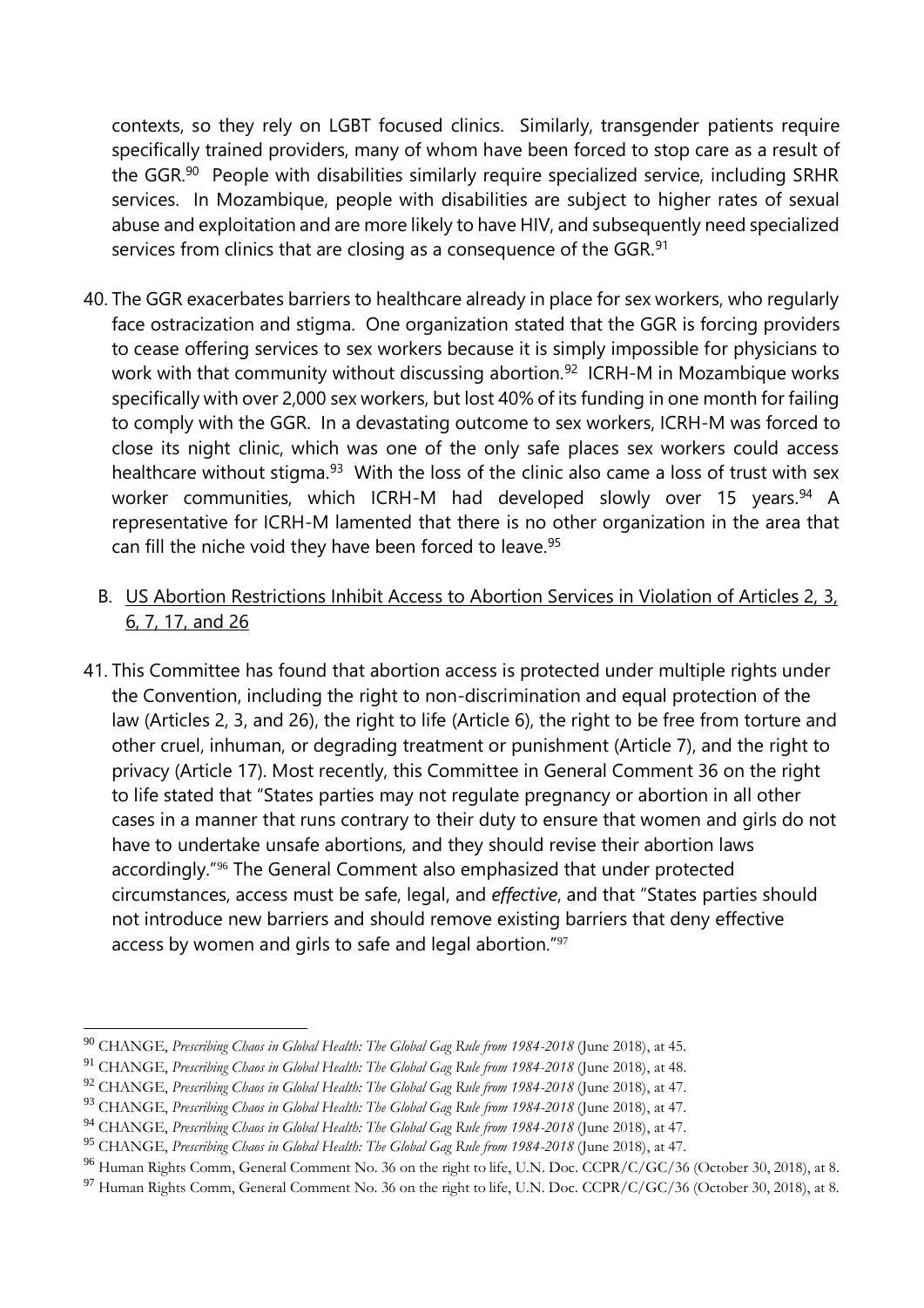contexts, so they rely on LGBT focused clinics. Similarly, transgender patients require specifically trained providers, many of whom have been forced to stop care as a result of the GGR.[90] People with disabilities similarly require specialized service, including SRHR services. In Mozambique, people with disabilities are subject to higher rates of sexual abuse and exploitation and are more likely to have HIV, and subsequently need specialized services from clinics that are closing as a consequence of the GGR.[91]

40. The GGR exacerbates barriers to healthcare already in place for sex workers, who regularly face ostracization and stigma. One organization stated that the GGR is forcing providers to cease offering services to sex workers because it is simply impossible for physicians to work with that community without discussing abortion.[92] ICRH-M in Mozambique works specifically with over 2,000 sex workers, but lost 40% of its funding in one month for failing to comply with the GGR. In a devastating outcome to sex workers, ICRH-M was forced to close its night clinic, which was one of the only safe places sex workers could access healthcare without stigma.[93] With the loss of the clinic also came a loss of trust with sex worker communities, which ICRH-M had developed slowly over 15 years.[94] A representative for ICRH-M lamented that there is no other organization in the area that can fill the niche void they have been forced to leave.[95]

B. <u>US Abortion Restrictions Inhibit Access to Abortion Services in Violation of Articles 2, 3, 6, 7, 17, and 26</u>

41. This Committee has found that abortion access is protected under multiple rights under the Convention, including the right to non-discrimination and equal protection of the law (Articles 2, 3, and 26), the right to life (Article 6), the right to be free from torture and other cruel, inhuman, or degrading treatment or punishment (Article 7), and the right to privacy (Article 17). Most recently, this Committee in General Comment 36 on the right to life stated that "States parties may not regulate pregnancy or abortion in all other cases in a manner that runs contrary to their duty to ensure that women and girls do not have to undertake unsafe abortions, and they should revise their abortion laws accordingly."[96] The General Comment also emphasized that under protected circumstances, access must be safe, legal, and *effective*, and that "States parties should not introduce new barriers and should remove existing barriers that deny effective access by women and girls to safe and legal abortion."[97]

---

[90] CHANGE, *Prescribing Chaos in Global Health: The Global Gag Rule from 1984-2018* (June 2018), at 45.
[91] CHANGE, *Prescribing Chaos in Global Health: The Global Gag Rule from 1984-2018* (June 2018), at 48.
[92] CHANGE, *Prescribing Chaos in Global Health: The Global Gag Rule from 1984-2018* (June 2018), at 47.
[93] CHANGE, *Prescribing Chaos in Global Health: The Global Gag Rule from 1984-2018* (June 2018), at 47.
[94] CHANGE, *Prescribing Chaos in Global Health: The Global Gag Rule from 1984-2018* (June 2018), at 47.
[95] CHANGE, *Prescribing Chaos in Global Health: The Global Gag Rule from 1984-2018* (June 2018), at 47.
[96] Human Rights Comm, General Comment No. 36 on the right to life, U.N. Doc. CCPR/C/GC/36 (October 30, 2018), at 8.
[97] Human Rights Comm, General Comment No. 36 on the right to life, U.N. Doc. CCPR/C/GC/36 (October 30, 2018), at 8.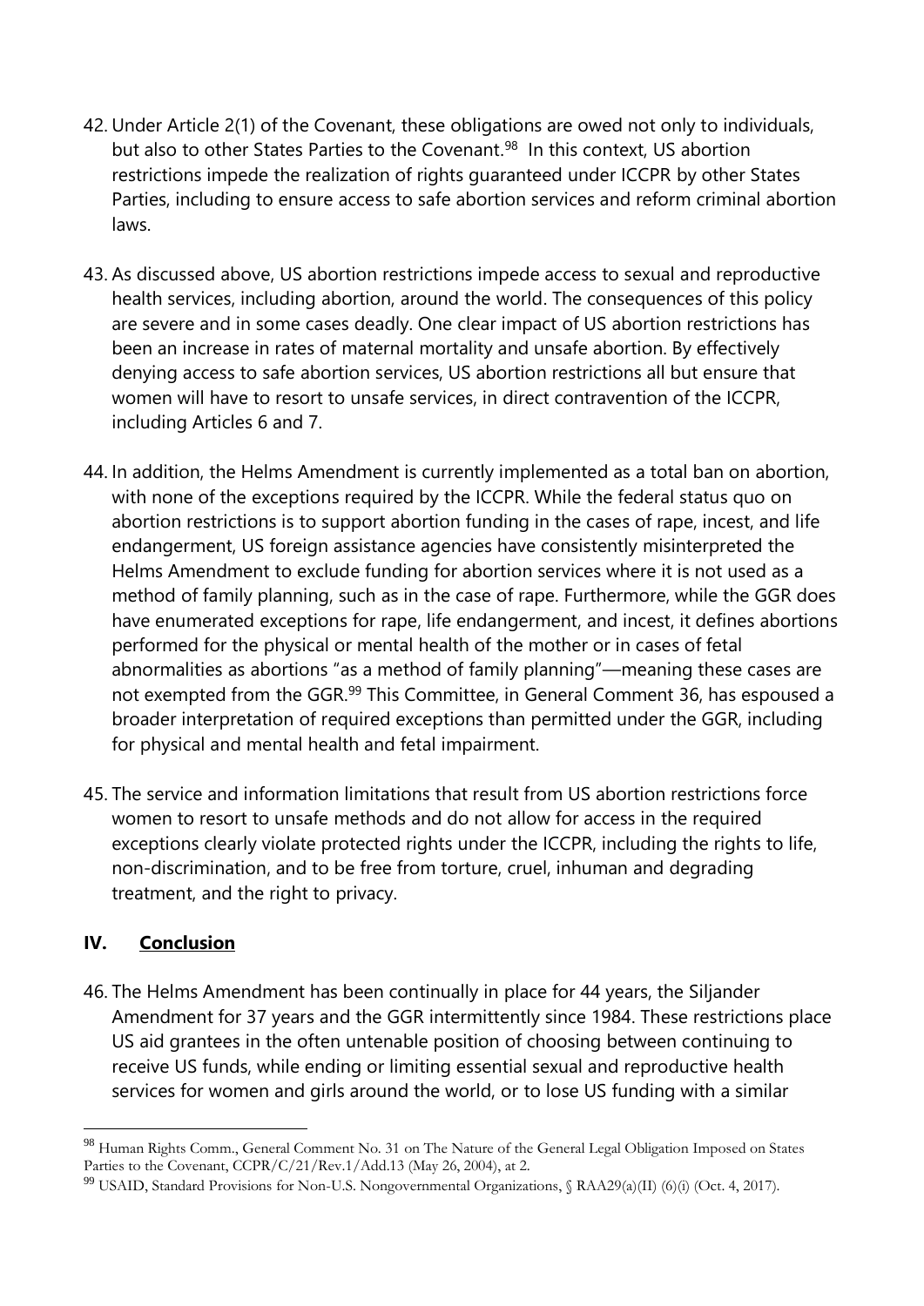42. Under Article 2(1) of the Covenant, these obligations are owed not only to individuals, but also to other States Parties to the Covenant.[98] In this context, US abortion restrictions impede the realization of rights guaranteed under ICCPR by other States Parties, including to ensure access to safe abortion services and reform criminal abortion laws.

43. As discussed above, US abortion restrictions impede access to sexual and reproductive health services, including abortion, around the world. The consequences of this policy are severe and in some cases deadly. One clear impact of US abortion restrictions has been an increase in rates of maternal mortality and unsafe abortion. By effectively denying access to safe abortion services, US abortion restrictions all but ensure that women will have to resort to unsafe services, in direct contravention of the ICCPR, including Articles 6 and 7.

44. In addition, the Helms Amendment is currently implemented as a total ban on abortion, with none of the exceptions required by the ICCPR. While the federal status quo on abortion restrictions is to support abortion funding in the cases of rape, incest, and life endangerment, US foreign assistance agencies have consistently misinterpreted the Helms Amendment to exclude funding for abortion services where it is not used as a method of family planning, such as in the case of rape. Furthermore, while the GGR does have enumerated exceptions for rape, life endangerment, and incest, it defines abortions performed for the physical or mental health of the mother or in cases of fetal abnormalities as abortions "as a method of family planning"—meaning these cases are not exempted from the GGR.[99] This Committee, in General Comment 36, has espoused a broader interpretation of required exceptions than permitted under the GGR, including for physical and mental health and fetal impairment.

45. The service and information limitations that result from US abortion restrictions force women to resort to unsafe methods and do not allow for access in the required exceptions clearly violate protected rights under the ICCPR, including the rights to life, non-discrimination, and to be free from torture, cruel, inhuman and degrading treatment, and the right to privacy.

## IV. Conclusion

46. The Helms Amendment has been continually in place for 44 years, the Siljander Amendment for 37 years and the GGR intermittently since 1984. These restrictions place US aid grantees in the often untenable position of choosing between continuing to receive US funds, while ending or limiting essential sexual and reproductive health services for women and girls around the world, or to lose US funding with a similar

---

[98] Human Rights Comm., General Comment No. 31 on The Nature of the General Legal Obligation Imposed on States Parties to the Covenant, CCPR/C/21/Rev.1/Add.13 (May 26, 2004), at 2.

[99] USAID, Standard Provisions for Non-U.S. Nongovernmental Organizations, § RAA29(a)(II) (6)(i) (Oct. 4, 2017).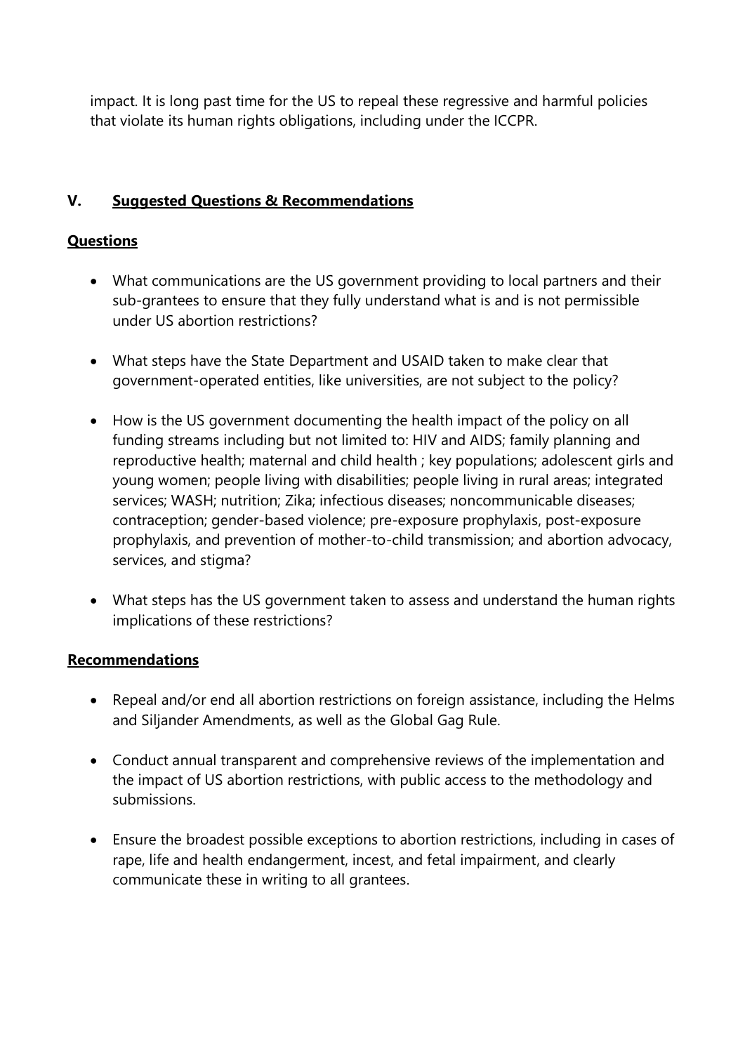impact. It is long past time for the US to repeal these regressive and harmful policies that violate its human rights obligations, including under the ICCPR.

## V. Suggested Questions & Recommendations

### Questions

- What communications are the US government providing to local partners and their sub-grantees to ensure that they fully understand what is and is not permissible under US abortion restrictions?
- What steps have the State Department and USAID taken to make clear that government-operated entities, like universities, are not subject to the policy?
- How is the US government documenting the health impact of the policy on all funding streams including but not limited to: HIV and AIDS; family planning and reproductive health; maternal and child health ; key populations; adolescent girls and young women; people living with disabilities; people living in rural areas; integrated services; WASH; nutrition; Zika; infectious diseases; noncommunicable diseases; contraception; gender-based violence; pre-exposure prophylaxis, post-exposure prophylaxis, and prevention of mother-to-child transmission; and abortion advocacy, services, and stigma?
- What steps has the US government taken to assess and understand the human rights implications of these restrictions?

### Recommendations

- Repeal and/or end all abortion restrictions on foreign assistance, including the Helms and Siljander Amendments, as well as the Global Gag Rule.
- Conduct annual transparent and comprehensive reviews of the implementation and the impact of US abortion restrictions, with public access to the methodology and submissions.
- Ensure the broadest possible exceptions to abortion restrictions, including in cases of rape, life and health endangerment, incest, and fetal impairment, and clearly communicate these in writing to all grantees.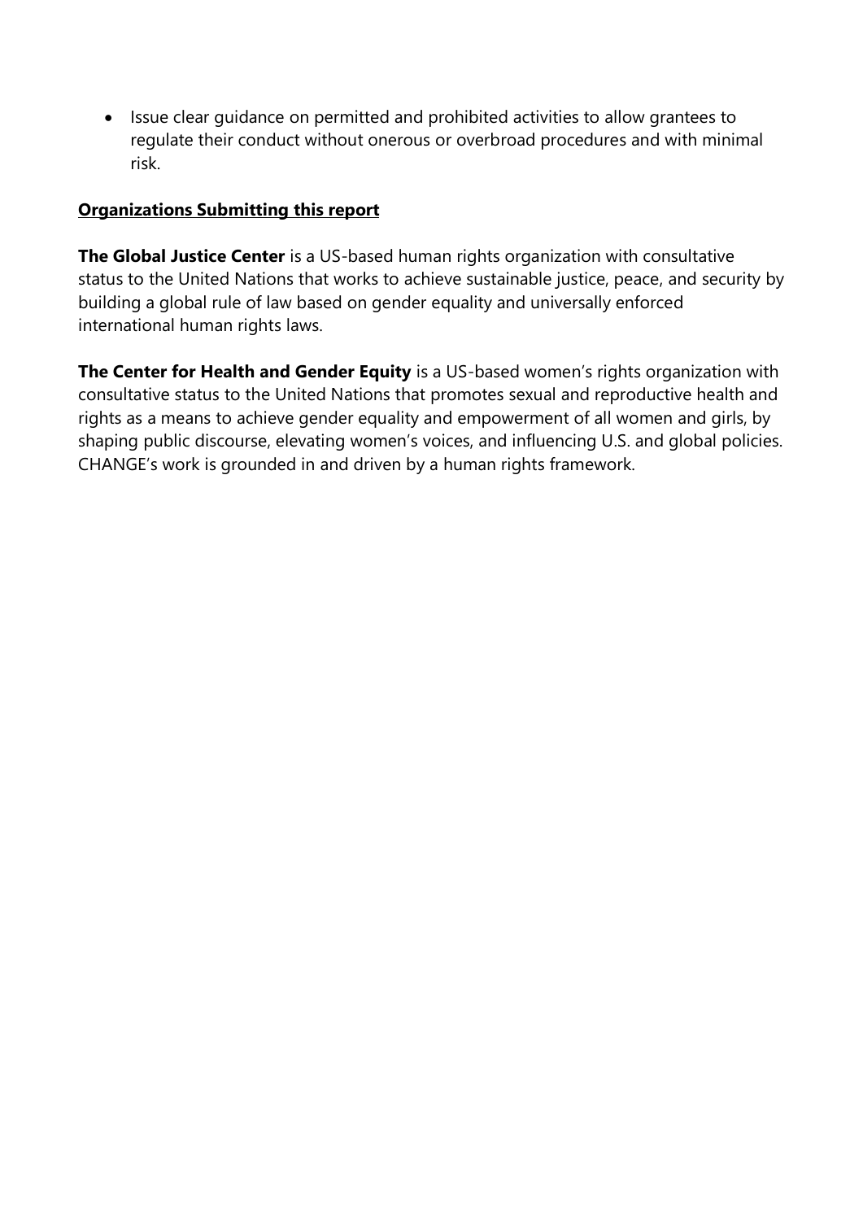- Issue clear guidance on permitted and prohibited activities to allow grantees to regulate their conduct without onerous or overbroad procedures and with minimal risk.

**Organizations Submitting this report**

**The Global Justice Center** is a US-based human rights organization with consultative status to the United Nations that works to achieve sustainable justice, peace, and security by building a global rule of law based on gender equality and universally enforced international human rights laws.

**The Center for Health and Gender Equity** is a US-based women's rights organization with consultative status to the United Nations that promotes sexual and reproductive health and rights as a means to achieve gender equality and empowerment of all women and girls, by shaping public discourse, elevating women's voices, and influencing U.S. and global policies. CHANGE's work is grounded in and driven by a human rights framework.